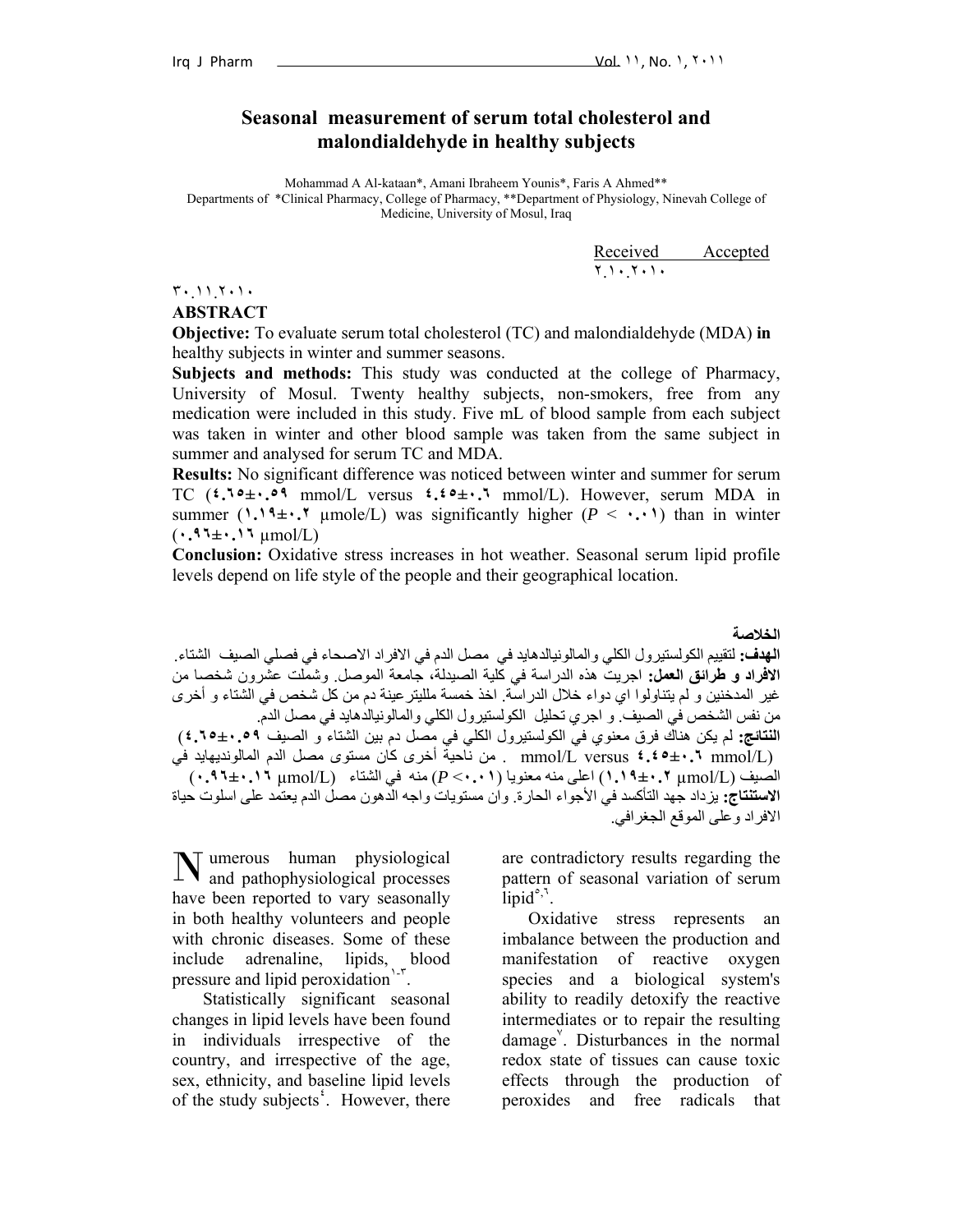# Seasonal measurement of serum total cholesterol and malondialdehyde in healthy subjects

Mohammad A Al-kataan*, Amani Ibraheem Younis*, Faris A Ahmed**

Departments of *Clinical Pharmacy, College of Pharmacy, **Department of Physiology, Ninevah College of Medicine, University of Mosul, Iraq

Received ٢.١٠.٢٠١٠ Accepted ٣٠.١١.٢٠١٠

## ABSTRACT

**Objective:** To evaluate serum total cholesterol (TC) and malondialdehyde (MDA) **in** healthy subjects in winter and summer seasons.

**Subjects and methods:** This study was conducted at the college of Pharmacy, University of Mosul. Twenty healthy subjects, non-smokers, free from any medication were included in this study. Five mL of blood sample from each subject was taken in winter and other blood sample was taken from the same subject in summer and analysed for serum TC and MDA.

**Results:** No significant difference was noticed between winter and summer for serum TC (**٤.٦٥±٠.٥٩** mmol/L versus **٤.٤٥±٠.٦** mmol/L). However, serum MDA in summer (**١.١٩±٠.٢** µmole/L) was significantly higher ($P <$ ٠.٠١) than in winter (**٠.٩٦±٠.١٦** µmol/L)

**Conclusion:** Oxidative stress increases in hot weather. Seasonal serum lipid profile levels depend on life style of the people and their geographical location.

## الخلاصة

**الهدف:** لتقييم الكولستيرول الكلي والمالونيالدهايد في مصل الدم في الافراد الاصحاء في فصلي الصيف الشتاء.
**الافراد و طرائق العمل:** اجريت هذه الدراسة في كلية الصيدلة، جامعة الموصل. وشملت عشرون شخصا من غير المدخنين و لم يتناولوا اي دواء خلال الدراسة. اخذ خمسة ملليترعينة دم من كل شخص في الشتاء و أخرى من نفس الشخص في الصيف. و اجري تحليل الكولستيرول الكلي والمالونيالدهايد في مصل الدم.
**النتائج:** لم يكن هناك فرق معنوي في الكولستيرول الكلي في مصل دم بين الشتاء و الصيف (**٤.٦٥±٠.٥٩** mmol/L versus **٤.٤٥±٠.٦** mmol/L) . من ناحية أخرى كان مستوى مصل الدم المالونديهايد في الصيف (**١.١٩±٠.٢** µmol/L) اعلى منه معنويا ($P <$٠.٠١) منه في الشتاء (**٠.٩٦±٠.١٦** µmol/L)
**الاستنتاج:** يزداد جهد التأكسد في الأجواء الحارة. وان مستويات واجه الدهون مصل الدم يعتمد على اسلوت حياة الافراد وعلى الموقع الجغرافي.

Numerous human physiological and pathophysiological processes have been reported to vary seasonally in both healthy volunteers and people with chronic diseases. Some of these include adrenaline, lipids, blood pressure and lipid peroxidation[١-٣].

Statistically significant seasonal changes in lipid levels have been found in individuals irrespective of the country, and irrespective of the age, sex, ethnicity, and baseline lipid levels of the study subjects[٤]. However, there are contradictory results regarding the pattern of seasonal variation of serum lipid[٥,٦].

Oxidative stress represents an imbalance between the production and manifestation of reactive oxygen species and a biological system's ability to readily detoxify the reactive intermediates or to repair the resulting damage[٧]. Disturbances in the normal redox state of tissues can cause toxic effects through the production of peroxides and free radicals that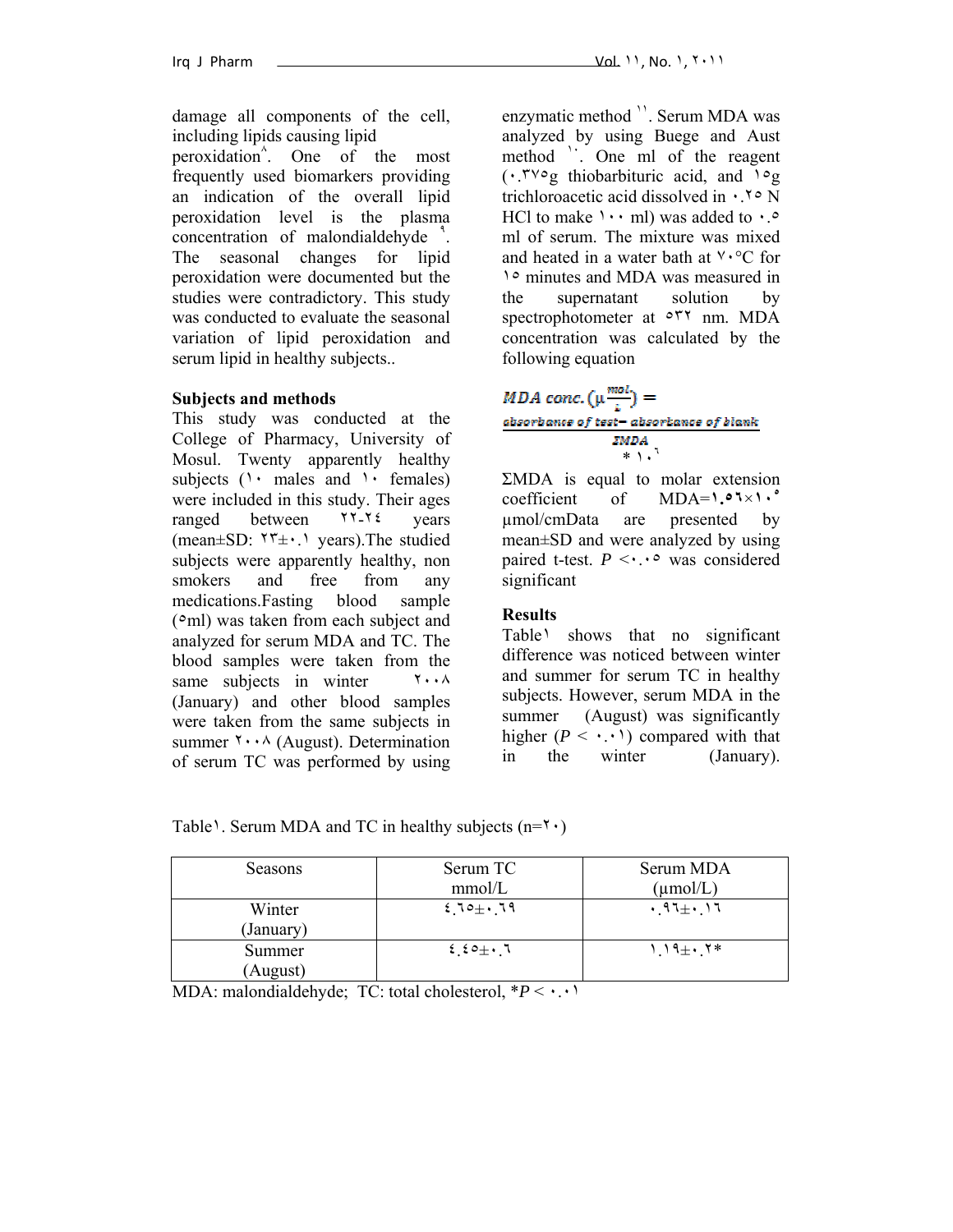damage all components of the cell, including lipids causing lipid peroxidation[٨]. One of the most frequently used biomarkers providing an indication of the overall lipid peroxidation level is the plasma concentration of malondialdehyde [٩]. The seasonal changes for lipid peroxidation were documented but the studies were contradictory. This study was conducted to evaluate the seasonal variation of lipid peroxidation and serum lipid in healthy subjects..

**Subjects and methods**

This study was conducted at the College of Pharmacy, University of Mosul. Twenty apparently healthy subjects (١٠ males and ١٠ females) were included in this study. Their ages ranged between ٢٢-٢٤ years (mean±SD: ٢٣±٠.١ years).The studied subjects were apparently healthy, non smokers and free from any medications.Fasting blood sample (٥ml) was taken from each subject and analyzed for serum MDA and TC. The blood samples were taken from the same subjects in winter ٢٠٠٨ (January) and other blood samples were taken from the same subjects in summer ٢٠٠٨ (August). Determination of serum TC was performed by using enzymatic method [١١]. Serum MDA was analyzed by using Buege and Aust method [١٠]. One ml of the reagent (٠.٣٧٥g thiobarbituric acid, and ١٥g trichloroacetic acid dissolved in ٠.٢٥ N HCl to make ١٠٠ ml) was added to ٠.٥ ml of serum. The mixture was mixed and heated in a water bath at ٧٠°C for ١٥ minutes and MDA was measured in the supernatant solution by spectrophotometer at ٥٣٢ nm. MDA concentration was calculated by the following equation

$$MDA\ conc.\ (\mu\frac{mol}{L}) = \frac{absorbance\ of\ test - absorbance\ of\ blank}{\Sigma MDA} * 10^{6}$$

ΣMDA is equal to molar extension coefficient of MDA=١.٥٦×١٠^٥ µmol/cmData are presented by mean±SD and were analyzed by using paired t-test. *P* <٠.٠٥ was considered significant

**Results**

Table١ shows that no significant difference was noticed between winter and summer for serum TC in healthy subjects. However, serum MDA in the summer (August) was significantly higher (*P* < ٠.٠١) compared with that in the winter (January).

Table١. Serum MDA and TC in healthy subjects (n=٢٠)

| Seasons | Serum TC mmol/L | Serum MDA (µmol/L) |
|---|---|---|
| Winter (January) | ٤.٦٥±٠.٦٩ | ٠.٩٦±٠.١٦ |
| Summer (August) | ٤.٤٥±٠.٦ | ١.١٩±٠.٢* |

MDA: malondialdehyde; TC: total cholesterol, **P* < ٠.٠١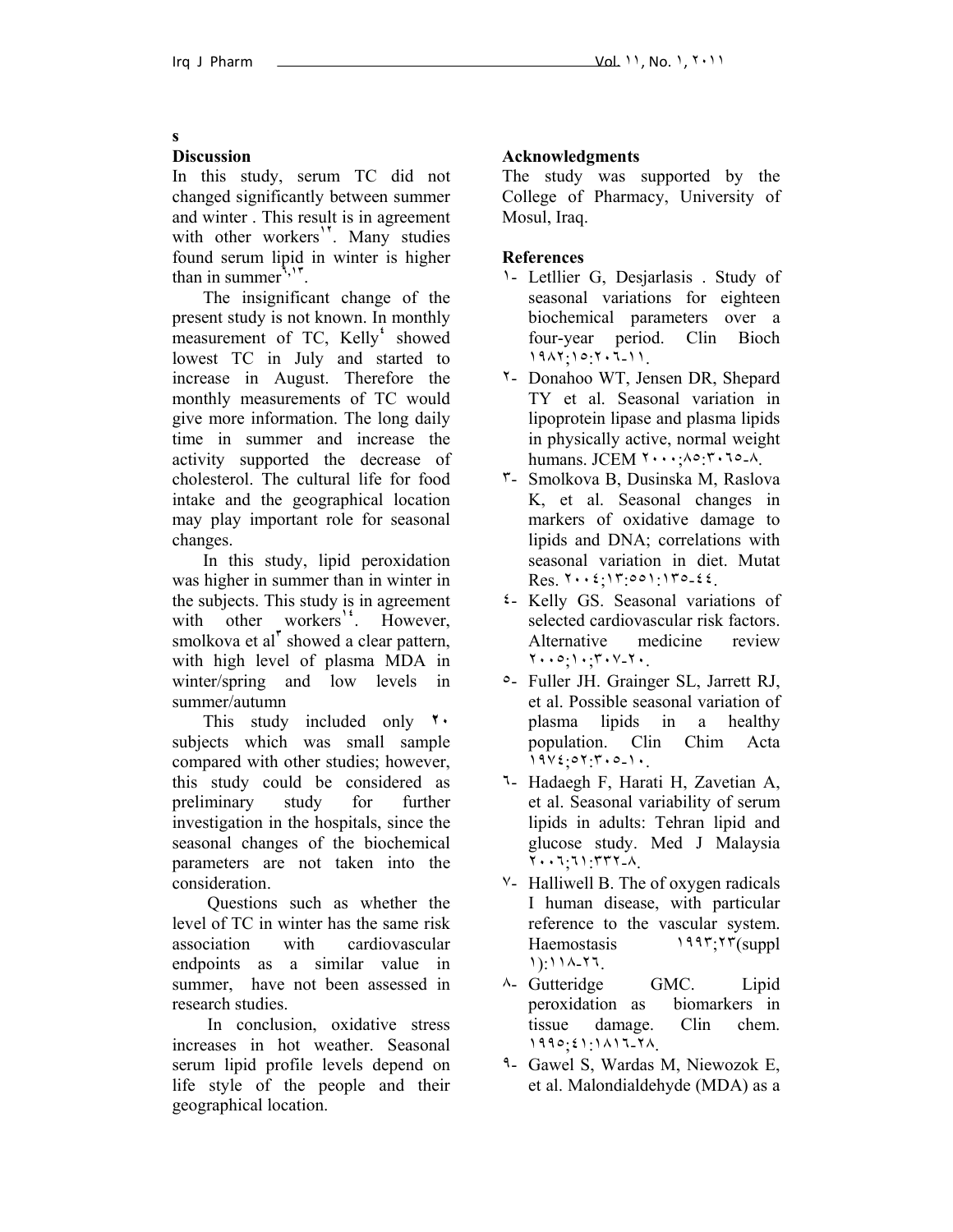s

## Discussion

In this study, serum TC did not changed significantly between summer and winter . This result is in agreement with other workers[١٢]. Many studies found serum lipid in winter is higher than in summer[٦,١٣].

The insignificant change of the present study is not known. In monthly measurement of TC, Kelly[٤] showed lowest TC in July and started to increase in August. Therefore the monthly measurements of TC would give more information. The long daily time in summer and increase the activity supported the decrease of cholesterol. The cultural life for food intake and the geographical location may play important role for seasonal changes.

In this study, lipid peroxidation was higher in summer than in winter in the subjects. This study is in agreement with other workers[١٤]. However, smolkova et al[٣] showed a clear pattern, with high level of plasma MDA in winter/spring and low levels in summer/autumn

This study included only ٢٠ subjects which was small sample compared with other studies; however, this study could be considered as preliminary study for further investigation in the hospitals, since the seasonal changes of the biochemical parameters are not taken into the consideration.

Questions such as whether the level of TC in winter has the same risk association with cardiovascular endpoints as a similar value in summer, have not been assessed in research studies.

In conclusion, oxidative stress increases in hot weather. Seasonal serum lipid profile levels depend on life style of the people and their geographical location.

## Acknowledgments

The study was supported by the College of Pharmacy, University of Mosul, Iraq.

## References

١- Letllier G, Desjarlasis . Study of seasonal variations for eighteen biochemical parameters over a four-year period. Clin Bioch ١٩٨٢;١٥:٢٠٦-١١.

٢- Donahoo WT, Jensen DR, Shepard TY et al. Seasonal variation in lipoprotein lipase and plasma lipids in physically active, normal weight humans. JCEM ٢٠٠٠;٨٥:٣٠٦٥-٨.

٣- Smolkova B, Dusinska M, Raslova K, et al. Seasonal changes in markers of oxidative damage to lipids and DNA; correlations with seasonal variation in diet. Mutat Res. ٢٠٠٤;١٣:٥٥١:١٣٥-٤٤.

٤- Kelly GS. Seasonal variations of selected cardiovascular risk factors. Alternative medicine review ٢٠٠٥;١٠;٣٠٧-٢٠.

٥- Fuller JH. Grainger SL, Jarrett RJ, et al. Possible seasonal variation of plasma lipids in a healthy population. Clin Chim Acta ١٩٧٤;٥٢:٣٠٥-١٠.

٦- Hadaegh F, Harati H, Zavetian A, et al. Seasonal variability of serum lipids in adults: Tehran lipid and glucose study. Med J Malaysia ٢٠٠٦;٦١:٣٣٢-٨.

٧- Halliwell B. The of oxygen radicals I human disease, with particular reference to the vascular system. Haemostasis ١٩٩٣;٢٣(suppl ١):١١٨-٢٦.

٨- Gutteridge GMC. Lipid peroxidation as biomarkers in tissue damage. Clin chem. ١٩٩٥;٤١:١٨١٦-٢٨.

٩- Gawel S, Wardas M, Niewozok E, et al. Malondialdehyde (MDA) as a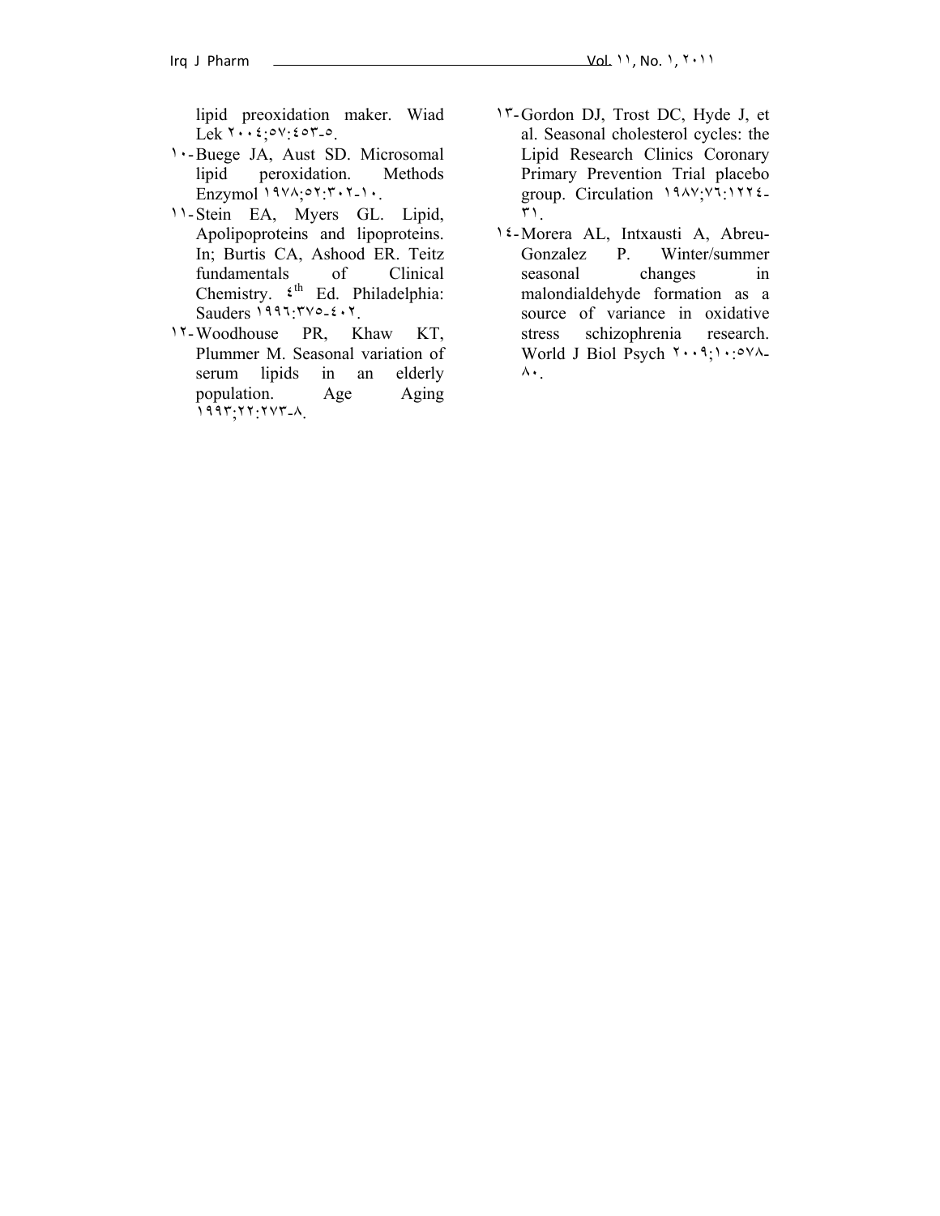lipid preoxidation maker. Wiad Lek ٢٠٠٤;٥٧:٤٥٣-٥.

١٠-Buege JA, Aust SD. Microsomal lipid peroxidation. Methods Enzymol ١٩٧٨;٥٢:٣٠٢-١٠.

١١-Stein EA, Myers GL. Lipid, Apolipoproteins and lipoproteins. In; Burtis CA, Ashood ER. Teitz fundamentals of Clinical Chemistry. ٤th Ed. Philadelphia: Sauders ١٩٩٦:٣٧٥-٤٠٢.

١٢-Woodhouse PR, Khaw KT, Plummer M. Seasonal variation of serum lipids in an elderly population. Age Aging ١٩٩٣;٢٢:٢٧٣-٨.

١٣-Gordon DJ, Trost DC, Hyde J, et al. Seasonal cholesterol cycles: the Lipid Research Clinics Coronary Primary Prevention Trial placebo group. Circulation ١٩٨٧;٧٦:١٢٢٤-٣١.

١٤-Morera AL, Intxausti A, Abreu-Gonzalez P. Winter/summer seasonal changes in malondialdehyde formation as a source of variance in oxidative stress schizophrenia research. World J Biol Psych ٢٠٠٩;١٠:٥٧٨-٨٠.